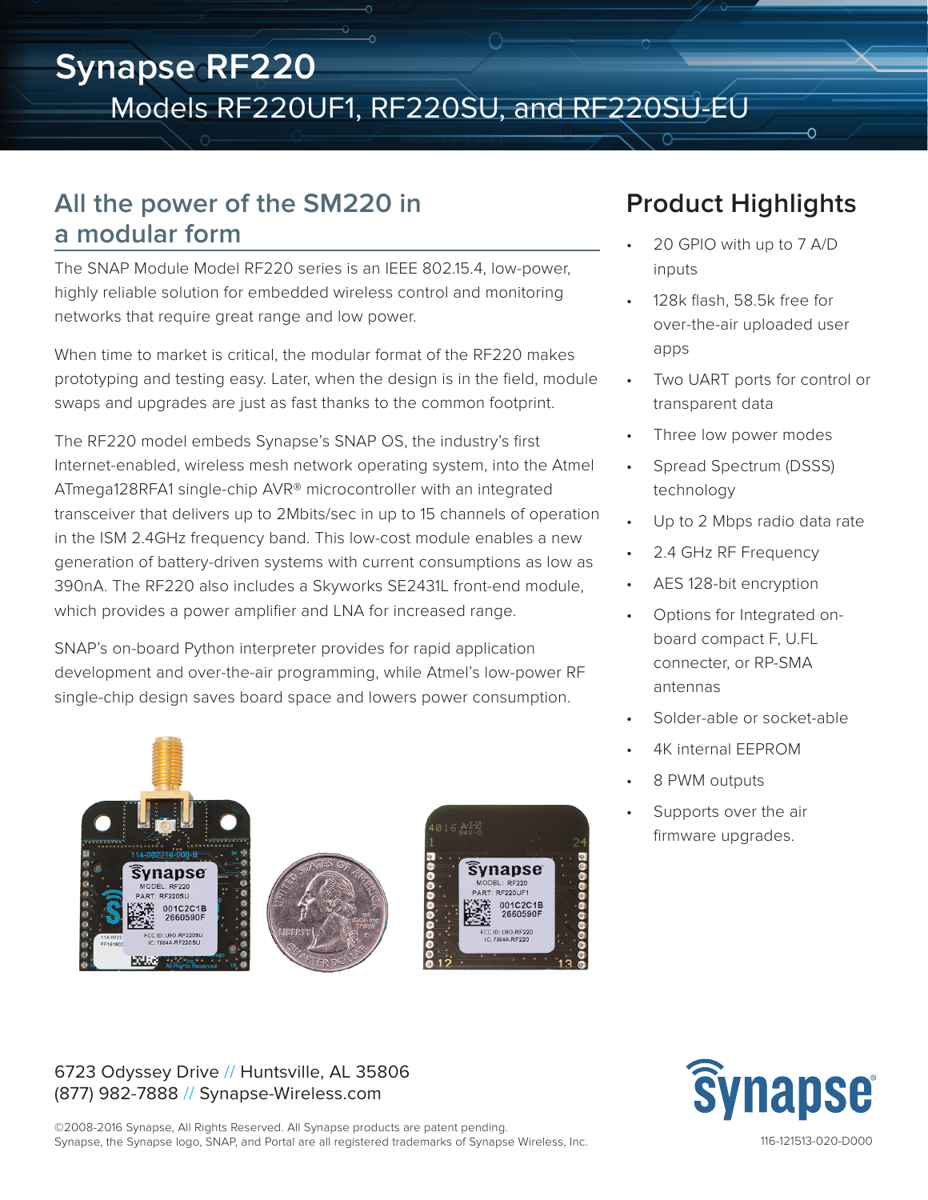# Synapse RF220

## Models RF220UF1, RF220SU, and RF220SU-EU

## All the power of the SM220 in a modular form

The SNAP Module Model RF220 series is an IEEE 802.15.4, low-power, highly reliable solution for embedded wireless control and monitoring networks that require great range and low power.

When time to market is critical, the modular format of the RF220 makes prototyping and testing easy. Later, when the design is in the field, module swaps and upgrades are just as fast thanks to the common footprint.

The RF220 model embeds Synapse's SNAP OS, the industry's first Internet-enabled, wireless mesh network operating system, into the Atmel ATmega128RFA1 single-chip AVR® microcontroller with an integrated transceiver that delivers up to 2Mbits/sec in up to 15 channels of operation in the ISM 2.4GHz frequency band. This low-cost module enables a new generation of battery-driven systems with current consumptions as low as 390nA. The RF220 also includes a Skyworks SE2431L front-end module, which provides a power amplifier and LNA for increased range.

SNAP's on-board Python interpreter provides for rapid application development and over-the-air programming, while Atmel's low-power RF single-chip design saves board space and lowers power consumption.

## Product Highlights

- 20 GPIO with up to 7 A/D inputs
- 128k flash, 58.5k free for over-the-air uploaded user apps
- Two UART ports for control or transparent data
- Three low power modes
- Spread Spectrum (DSSS) technology
- Up to 2 Mbps radio data rate
- 2.4 GHz RF Frequency
- AES 128-bit encryption
- Options for Integrated on-board compact F, U.FL connecter, or RP-SMA antennas
- Solder-able or socket-able
- 4K internal EEPROM
- 8 PWM outputs
- Supports over the air firmware upgrades.

6723 Odyssey Drive // Huntsville, AL 35806
(877) 982-7888 // Synapse-Wireless.com

©2008-2016 Synapse, All Rights Reserved. All Synapse products are patent pending.
Synapse, the Synapse logo, SNAP, and Portal are all registered trademarks of Synapse Wireless, Inc.

116-121513-020-D000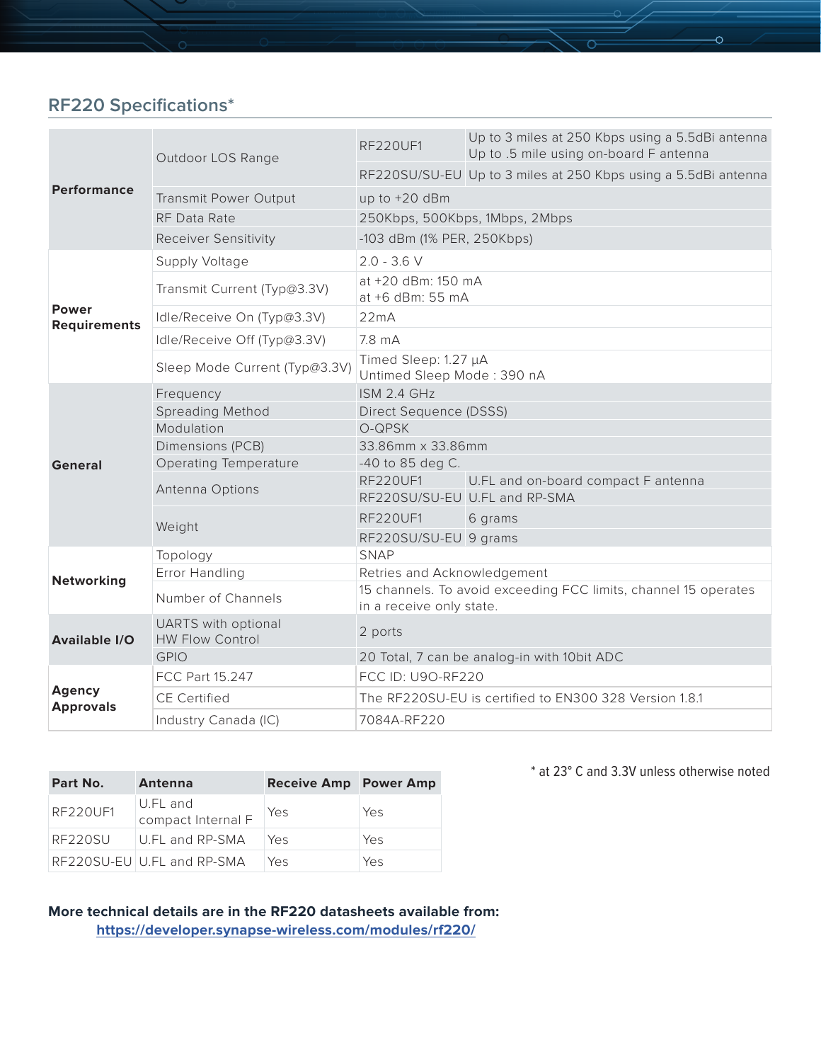## RF220 Specifications*

| | | | |
|---|---|---|---|
| **Performance** | Outdoor LOS Range | RF220UF1 | Up to 3 miles at 250 Kbps using a 5.5dBi antenna<br>Up to .5 mile using on-board F antenna |
| | | RF220SU/SU-EU | Up to 3 miles at 250 Kbps using a 5.5dBi antenna |
| | Transmit Power Output | up to +20 dBm | |
| | RF Data Rate | 250Kbps, 500Kbps, 1Mbps, 2Mbps | |
| | Receiver Sensitivity | -103 dBm (1% PER, 250Kbps) | |
| **Power Requirements** | Supply Voltage | 2.0 - 3.6 V | |
| | Transmit Current (Typ@3.3V) | at +20 dBm: 150 mA<br>at +6 dBm: 55 mA | |
| | Idle/Receive On (Typ@3.3V) | 22mA | |
| | Idle/Receive Off (Typ@3.3V) | 7.8 mA | |
| | Sleep Mode Current (Typ@3.3V) | Timed Sleep: 1.27 µA<br>Untimed Sleep Mode : 390 nA | |
| **General** | Frequency | ISM 2.4 GHz | |
| | Spreading Method | Direct Sequence (DSSS) | |
| | Modulation | O-QPSK | |
| | Dimensions (PCB) | 33.86mm x 33.86mm | |
| | Operating Temperature | -40 to 85 deg C. | |
| | Antenna Options | RF220UF1 | U.FL and on-board compact F antenna |
| | | RF220SU/SU-EU | U.FL and RP-SMA |
| | Weight | RF220UF1 | 6 grams |
| | | RF220SU/SU-EU | 9 grams |
| **Networking** | Topology | SNAP | |
| | Error Handling | Retries and Acknowledgement | |
| | Number of Channels | 15 channels. To avoid exceeding FCC limits, channel 15 operates in a receive only state. | |
| **Available I/O** | UARTS with optional HW Flow Control | 2 ports | |
| | GPIO | 20 Total, 7 can be analog-in with 10bit ADC | |
| **Agency Approvals** | FCC Part 15.247 | FCC ID: U9O-RF220 | |
| | CE Certified | The RF220SU-EU is certified to EN300 328 Version 1.8.1 | |
| | Industry Canada (IC) | 7084A-RF220 | |

| Part No. | Antenna | Receive Amp | Power Amp |
|---|---|---|---|
| RF220UF1 | U.FL and compact Internal F | Yes | Yes |
| RF220SU | U.FL and RP-SMA | Yes | Yes |
| RF220SU-EU | U.FL and RP-SMA | Yes | Yes |

* at 23° C and 3.3V unless otherwise noted

**More technical details are in the RF220 datasheets available from:**
**https://developer.synapse-wireless.com/modules/rf220/**